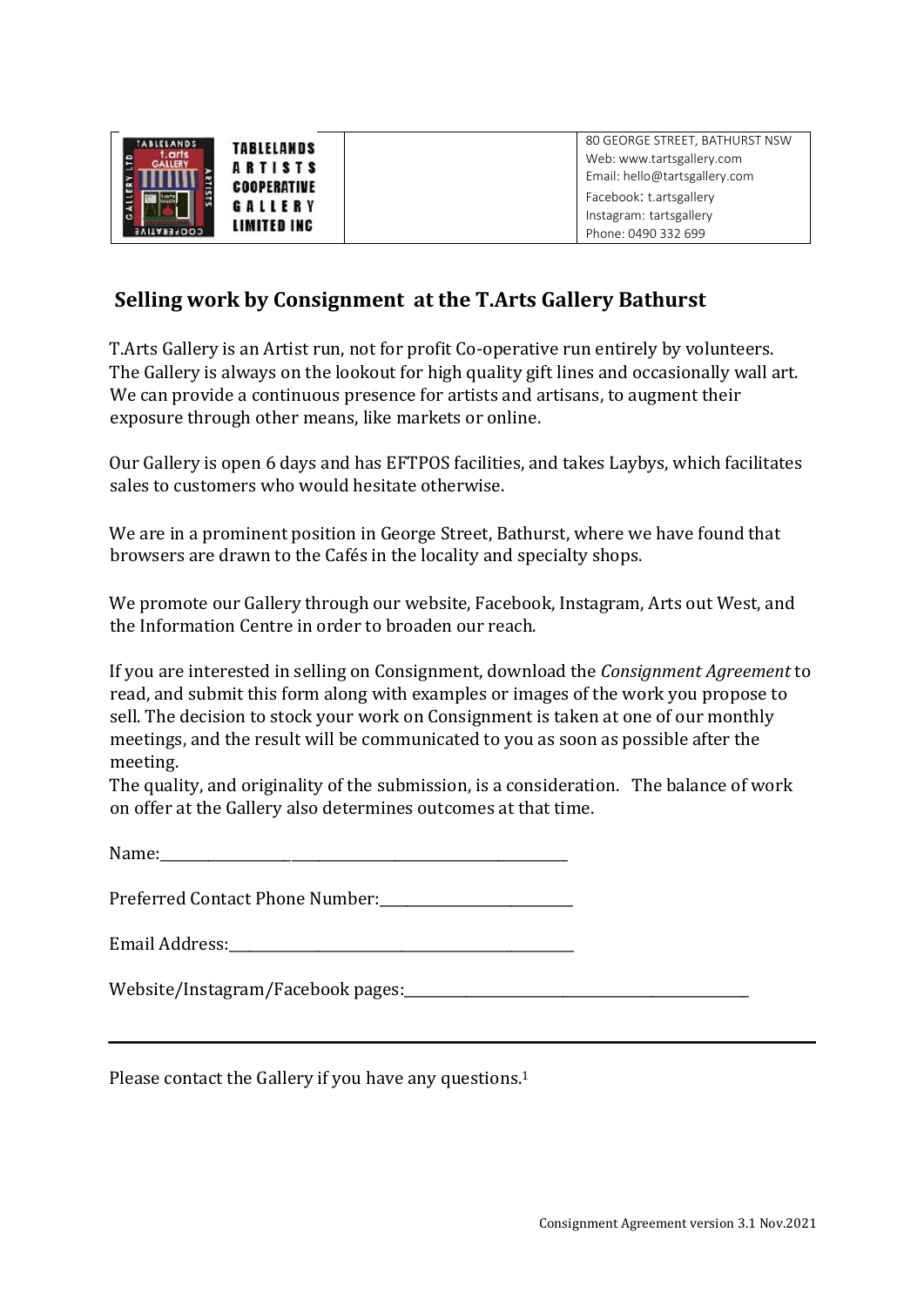| TABLELANDS ARTISTS COOPERATIVE GALLERY LIMITED INC | | 80 GEORGE STREET, BATHURST NSW<br>Web: www.tartsgallery.com<br>Email: hello@tartsgallery.com<br>Facebook: t.artsgallery<br>Instagram: tartsgallery<br>Phone: 0490 332 699 |
|---|---|---|

## Selling work by Consignment at the T.Arts Gallery Bathurst

T.Arts Gallery is an Artist run, not for profit Co-operative run entirely by volunteers. The Gallery is always on the lookout for high quality gift lines and occasionally wall art. We can provide a continuous presence for artists and artisans, to augment their exposure through other means, like markets or online.

Our Gallery is open 6 days and has EFTPOS facilities, and takes Laybys, which facilitates sales to customers who would hesitate otherwise.

We are in a prominent position in George Street, Bathurst, where we have found that browsers are drawn to the Cafés in the locality and specialty shops.

We promote our Gallery through our website, Facebook, Instagram, Arts out West, and the Information Centre in order to broaden our reach.

If you are interested in selling on Consignment, download the *Consignment Agreement* to read, and submit this form along with examples or images of the work you propose to sell. The decision to stock your work on Consignment is taken at one of our monthly meetings, and the result will be communicated to you as soon as possible after the meeting.
The quality, and originality of the submission, is a consideration. The balance of work on offer at the Gallery also determines outcomes at that time.

Name:______________________________________________________

Preferred Contact Phone Number:__________________________

Email Address:_______________________________________________

Website/Instagram/Facebook pages:_______________________________________________

---

Please contact the Gallery if you have any questions.[1]

Consignment Agreement version 3.1 Nov.2021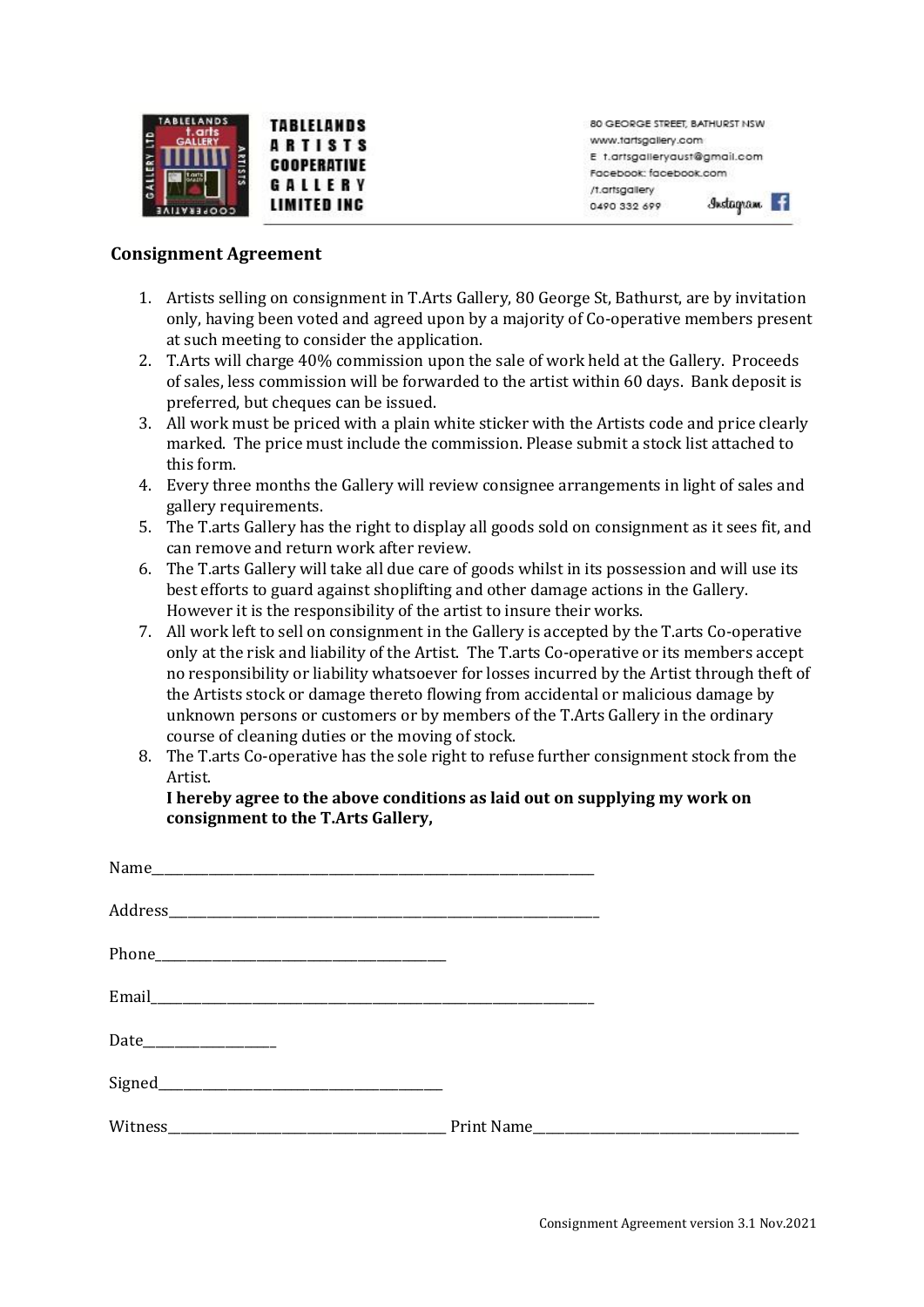TABLELANDS ARTISTS COOPERATIVE GALLERY LIMITED INC

80 GEORGE STREET, BATHURST NSW
www.tartsgallery.com
E t.artsgalleryaust@gmail.com
Facebook: facebook.com/t.artsgallery
0490 332 699

## Consignment Agreement

1. Artists selling on consignment in T.Arts Gallery, 80 George St, Bathurst, are by invitation only, having been voted and agreed upon by a majority of Co-operative members present at such meeting to consider the application.
2. T.Arts will charge 40% commission upon the sale of work held at the Gallery. Proceeds of sales, less commission will be forwarded to the artist within 60 days. Bank deposit is preferred, but cheques can be issued.
3. All work must be priced with a plain white sticker with the Artists code and price clearly marked. The price must include the commission. Please submit a stock list attached to this form.
4. Every three months the Gallery will review consignee arrangements in light of sales and gallery requirements.
5. The T.arts Gallery has the right to display all goods sold on consignment as it sees fit, and can remove and return work after review.
6. The T.arts Gallery will take all due care of goods whilst in its possession and will use its best efforts to guard against shoplifting and other damage actions in the Gallery. However it is the responsibility of the artist to insure their works.
7. All work left to sell on consignment in the Gallery is accepted by the T.arts Co-operative only at the risk and liability of the Artist. The T.arts Co-operative or its members accept no responsibility or liability whatsoever for losses incurred by the Artist through theft of the Artists stock or damage thereto flowing from accidental or malicious damage by unknown persons or customers or by members of the T.Arts Gallery in the ordinary course of cleaning duties or the moving of stock.
8. The T.arts Co-operative has the sole right to refuse further consignment stock from the Artist.

**I hereby agree to the above conditions as laid out on supplying my work on consignment to the T.Arts Gallery,**

Name_______________________________________________

Address_____________________________________________

Phone_________________________________

Email_______________________________________________

Date______________

Signed_________________________________

Witness_________________________________ Print Name______________________________

Consignment Agreement version 3.1 Nov.2021